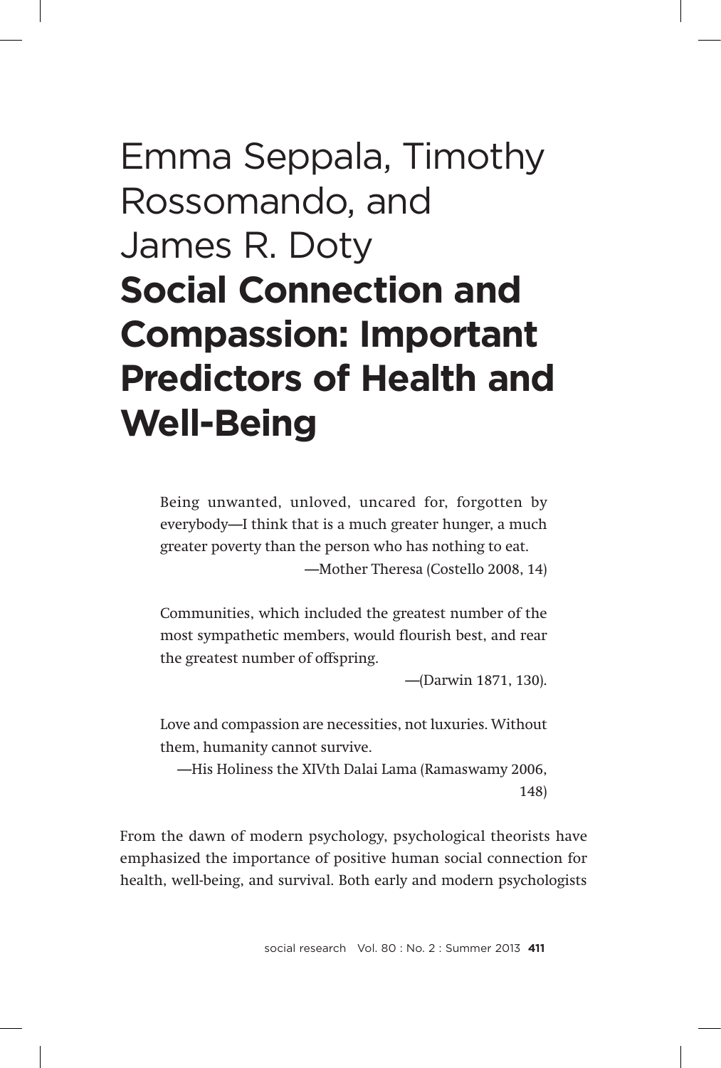# Emma Seppala, Timothy Rossomando, and James R. Doty

# **Social Connection and Compassion: Important Predictors of Health and Well-Being**

> Being unwanted, unloved, uncared for, forgotten by everybody—I think that is a much greater hunger, a much greater poverty than the person who has nothing to eat.
>
> —Mother Theresa (Costello 2008, 14)

> Communities, which included the greatest number of the most sympathetic members, would flourish best, and rear the greatest number of offspring.
>
> —(Darwin 1871, 130).

> Love and compassion are necessities, not luxuries. Without them, humanity cannot survive.
>
> —His Holiness the XIVth Dalai Lama (Ramaswamy 2006, 148)

From the dawn of modern psychology, psychological theorists have emphasized the importance of positive human social connection for health, well-being, and survival. Both early and modern psychologists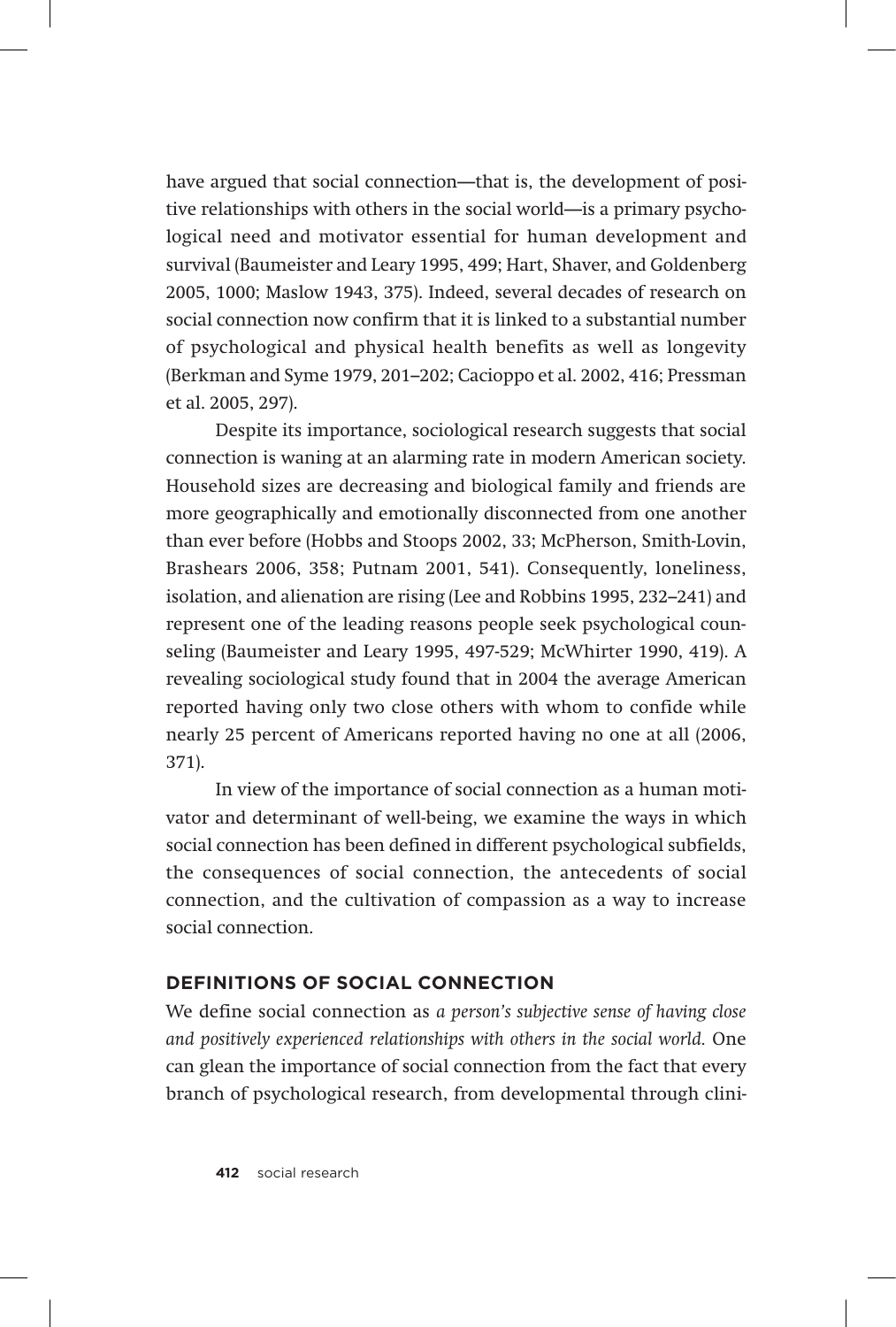have argued that social connection—that is, the development of positive relationships with others in the social world—is a primary psychological need and motivator essential for human development and survival (Baumeister and Leary 1995, 499; Hart, Shaver, and Goldenberg 2005, 1000; Maslow 1943, 375). Indeed, several decades of research on social connection now confirm that it is linked to a substantial number of psychological and physical health benefits as well as longevity (Berkman and Syme 1979, 201–202; Cacioppo et al. 2002, 416; Pressman et al. 2005, 297).

Despite its importance, sociological research suggests that social connection is waning at an alarming rate in modern American society. Household sizes are decreasing and biological family and friends are more geographically and emotionally disconnected from one another than ever before (Hobbs and Stoops 2002, 33; McPherson, Smith-Lovin, Brashears 2006, 358; Putnam 2001, 541). Consequently, loneliness, isolation, and alienation are rising (Lee and Robbins 1995, 232–241) and represent one of the leading reasons people seek psychological counseling (Baumeister and Leary 1995, 497-529; McWhirter 1990, 419). A revealing sociological study found that in 2004 the average American reported having only two close others with whom to confide while nearly 25 percent of Americans reported having no one at all (2006, 371).

In view of the importance of social connection as a human motivator and determinant of well-being, we examine the ways in which social connection has been defined in different psychological subfields, the consequences of social connection, the antecedents of social connection, and the cultivation of compassion as a way to increase social connection.

## DEFINITIONS OF SOCIAL CONNECTION

We define social connection as *a person's subjective sense of having close and positively experienced relationships with others in the social world.* One can glean the importance of social connection from the fact that every branch of psychological research, from developmental through clini-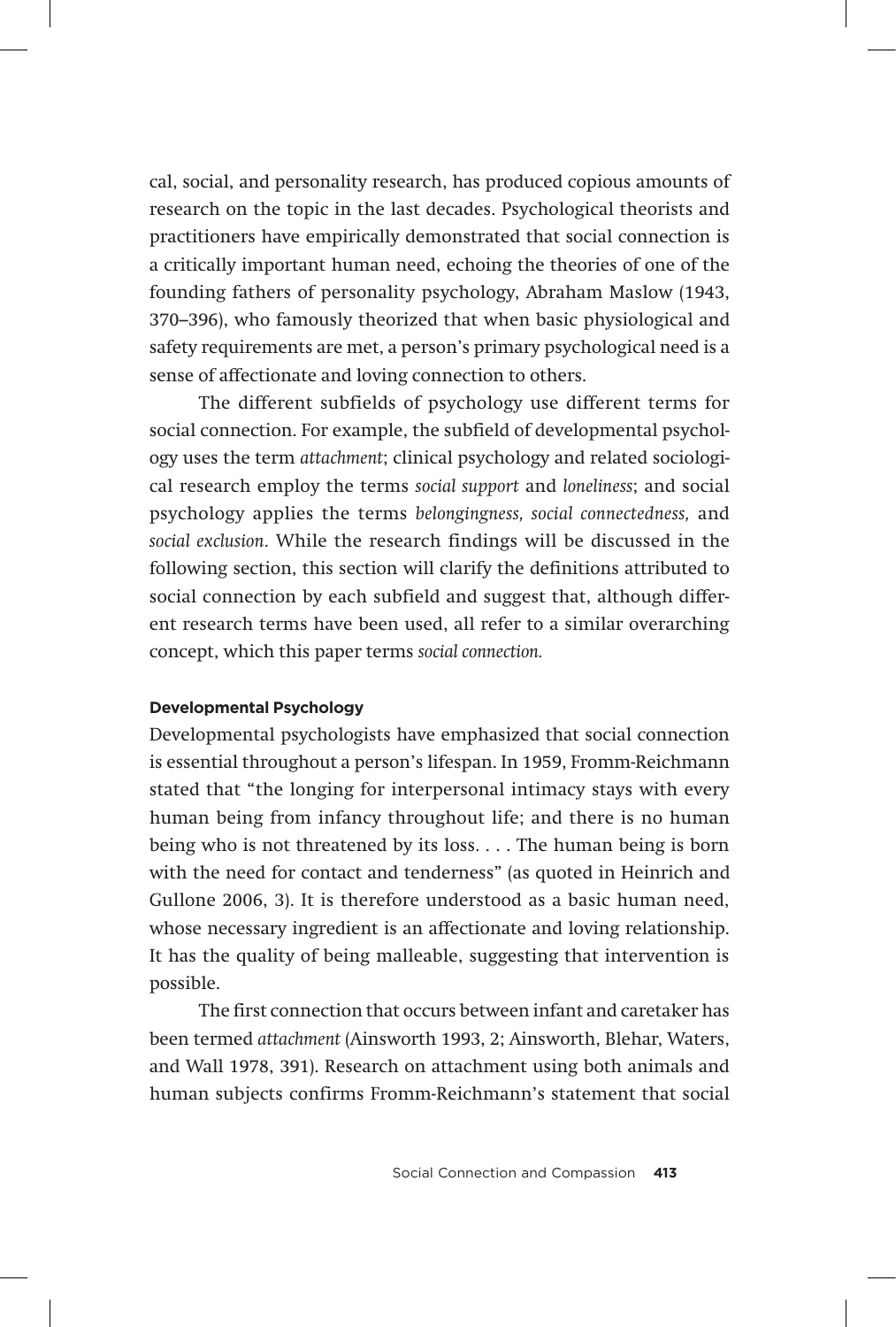cal, social, and personality research, has produced copious amounts of research on the topic in the last decades. Psychological theorists and practitioners have empirically demonstrated that social connection is a critically important human need, echoing the theories of one of the founding fathers of personality psychology, Abraham Maslow (1943, 370–396), who famously theorized that when basic physiological and safety requirements are met, a person's primary psychological need is a sense of affectionate and loving connection to others.

The different subfields of psychology use different terms for social connection. For example, the subfield of developmental psychology uses the term *attachment*; clinical psychology and related sociological research employ the terms *social support* and *loneliness*; and social psychology applies the terms *belongingness, social connectedness,* and *social exclusion*. While the research findings will be discussed in the following section, this section will clarify the definitions attributed to social connection by each subfield and suggest that, although different research terms have been used, all refer to a similar overarching concept, which this paper terms *social connection.*

#### Developmental Psychology

Developmental psychologists have emphasized that social connection is essential throughout a person's lifespan. In 1959, Fromm-Reichmann stated that "the longing for interpersonal intimacy stays with every human being from infancy throughout life; and there is no human being who is not threatened by its loss. . . . The human being is born with the need for contact and tenderness" (as quoted in Heinrich and Gullone 2006, 3). It is therefore understood as a basic human need, whose necessary ingredient is an affectionate and loving relationship. It has the quality of being malleable, suggesting that intervention is possible.

The first connection that occurs between infant and caretaker has been termed *attachment* (Ainsworth 1993, 2; Ainsworth, Blehar, Waters, and Wall 1978, 391). Research on attachment using both animals and human subjects confirms Fromm-Reichmann's statement that social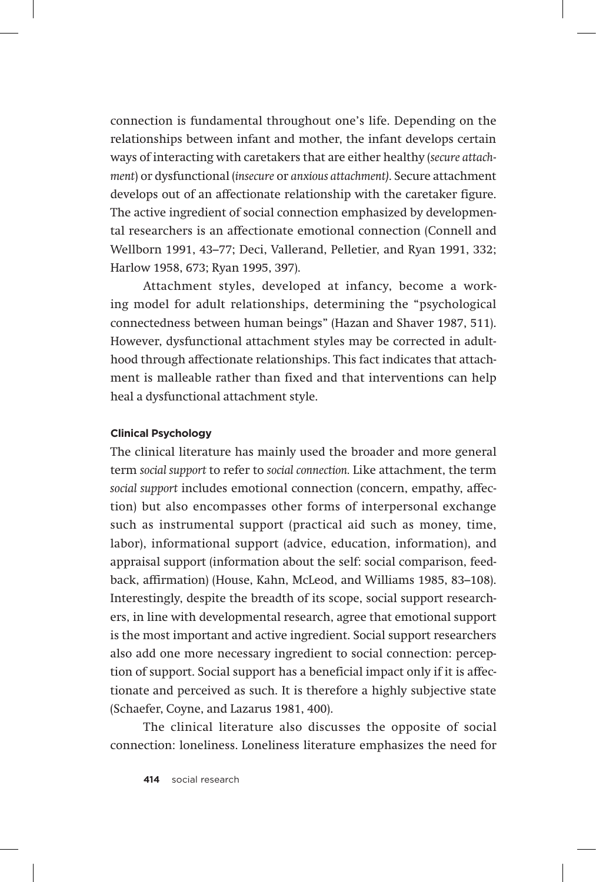connection is fundamental throughout one's life. Depending on the relationships between infant and mother, the infant develops certain ways of interacting with caretakers that are either healthy (*secure attachment*) or dysfunctional (*insecure* or *anxious attachment)*. Secure attachment develops out of an affectionate relationship with the caretaker figure. The active ingredient of social connection emphasized by developmental researchers is an affectionate emotional connection (Connell and Wellborn 1991, 43–77; Deci, Vallerand, Pelletier, and Ryan 1991, 332; Harlow 1958, 673; Ryan 1995, 397).

Attachment styles, developed at infancy, become a working model for adult relationships, determining the "psychological connectedness between human beings" (Hazan and Shaver 1987, 511). However, dysfunctional attachment styles may be corrected in adulthood through affectionate relationships. This fact indicates that attachment is malleable rather than fixed and that interventions can help heal a dysfunctional attachment style.

#### Clinical Psychology

The clinical literature has mainly used the broader and more general term *social support* to refer to *social connection.* Like attachment, the term *social support* includes emotional connection (concern, empathy, affection) but also encompasses other forms of interpersonal exchange such as instrumental support (practical aid such as money, time, labor), informational support (advice, education, information), and appraisal support (information about the self: social comparison, feedback, affirmation) (House, Kahn, McLeod, and Williams 1985, 83–108). Interestingly, despite the breadth of its scope, social support researchers, in line with developmental research, agree that emotional support is the most important and active ingredient. Social support researchers also add one more necessary ingredient to social connection: perception of support. Social support has a beneficial impact only if it is affectionate and perceived as such. It is therefore a highly subjective state (Schaefer, Coyne, and Lazarus 1981, 400).

The clinical literature also discusses the opposite of social connection: loneliness. Loneliness literature emphasizes the need for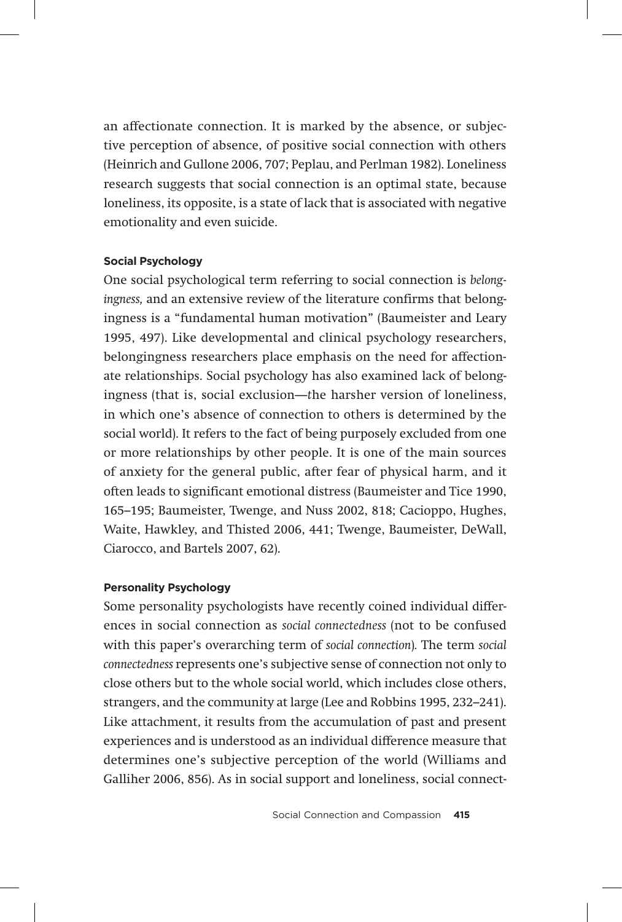an affectionate connection. It is marked by the absence, or subjective perception of absence, of positive social connection with others (Heinrich and Gullone 2006, 707; Peplau, and Perlman 1982). Loneliness research suggests that social connection is an optimal state, because loneliness, its opposite, is a state of lack that is associated with negative emotionality and even suicide.

#### Social Psychology

One social psychological term referring to social connection is *belongingness,* and an extensive review of the literature confirms that belongingness is a "fundamental human motivation" (Baumeister and Leary 1995, 497). Like developmental and clinical psychology researchers, belongingness researchers place emphasis on the need for affectionate relationships. Social psychology has also examined lack of belongingness (that is, social exclusion—the harsher version of loneliness, in which one's absence of connection to others is determined by the social world). It refers to the fact of being purposely excluded from one or more relationships by other people. It is one of the main sources of anxiety for the general public, after fear of physical harm, and it often leads to significant emotional distress (Baumeister and Tice 1990, 165–195; Baumeister, Twenge, and Nuss 2002, 818; Cacioppo, Hughes, Waite, Hawkley, and Thisted 2006, 441; Twenge, Baumeister, DeWall, Ciarocco, and Bartels 2007, 62).

#### Personality Psychology

Some personality psychologists have recently coined individual differences in social connection as *social connectedness* (not to be confused with this paper's overarching term of *social connection*). The term *social connectedness* represents one's subjective sense of connection not only to close others but to the whole social world, which includes close others, strangers, and the community at large (Lee and Robbins 1995, 232–241). Like attachment, it results from the accumulation of past and present experiences and is understood as an individual difference measure that determines one's subjective perception of the world (Williams and Galliher 2006, 856). As in social support and loneliness, social connect-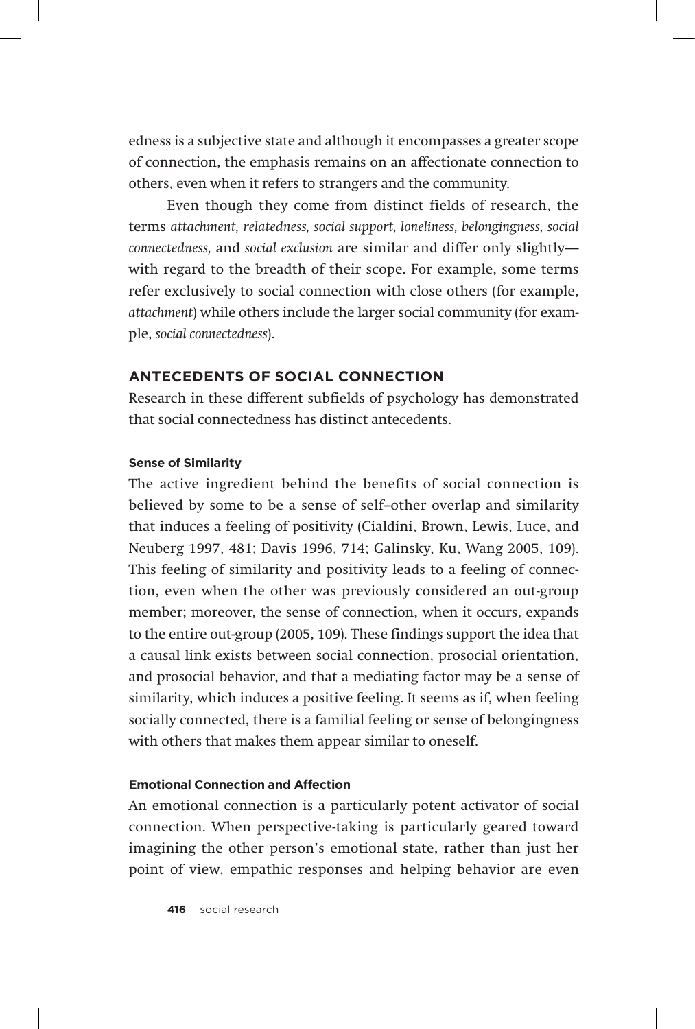edness is a subjective state and although it encompasses a greater scope of connection, the emphasis remains on an affectionate connection to others, even when it refers to strangers and the community.

Even though they come from distinct fields of research, the terms *attachment, relatedness, social support, loneliness, belongingness, social connectedness,* and *social exclusion* are similar and differ only slightly—with regard to the breadth of their scope. For example, some terms refer exclusively to social connection with close others (for example, *attachment*) while others include the larger social community (for example, *social connectedness*).

## ANTECEDENTS OF SOCIAL CONNECTION

Research in these different subfields of psychology has demonstrated that social connectedness has distinct antecedents.

### Sense of Similarity

The active ingredient behind the benefits of social connection is believed by some to be a sense of self–other overlap and similarity that induces a feeling of positivity (Cialdini, Brown, Lewis, Luce, and Neuberg 1997, 481; Davis 1996, 714; Galinsky, Ku, Wang 2005, 109). This feeling of similarity and positivity leads to a feeling of connection, even when the other was previously considered an out-group member; moreover, the sense of connection, when it occurs, expands to the entire out-group (2005, 109). These findings support the idea that a causal link exists between social connection, prosocial orientation, and prosocial behavior, and that a mediating factor may be a sense of similarity, which induces a positive feeling. It seems as if, when feeling socially connected, there is a familial feeling or sense of belongingness with others that makes them appear similar to oneself.

### Emotional Connection and Affection

An emotional connection is a particularly potent activator of social connection. When perspective-taking is particularly geared toward imagining the other person's emotional state, rather than just her point of view, empathic responses and helping behavior are even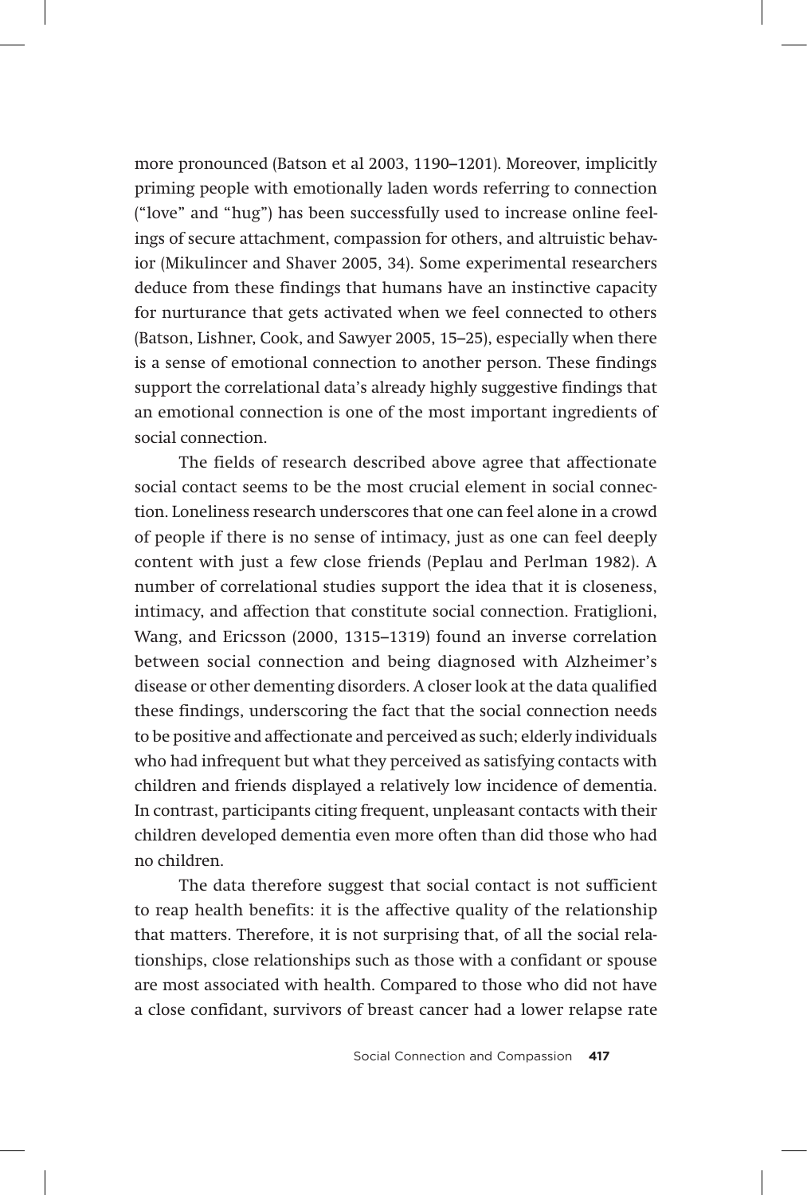more pronounced (Batson et al 2003, 1190–1201). Moreover, implicitly priming people with emotionally laden words referring to connection ("love" and "hug") has been successfully used to increase online feelings of secure attachment, compassion for others, and altruistic behavior (Mikulincer and Shaver 2005, 34). Some experimental researchers deduce from these findings that humans have an instinctive capacity for nurturance that gets activated when we feel connected to others (Batson, Lishner, Cook, and Sawyer 2005, 15–25), especially when there is a sense of emotional connection to another person. These findings support the correlational data's already highly suggestive findings that an emotional connection is one of the most important ingredients of social connection.

The fields of research described above agree that affectionate social contact seems to be the most crucial element in social connection. Loneliness research underscores that one can feel alone in a crowd of people if there is no sense of intimacy, just as one can feel deeply content with just a few close friends (Peplau and Perlman 1982). A number of correlational studies support the idea that it is closeness, intimacy, and affection that constitute social connection. Fratiglioni, Wang, and Ericsson (2000, 1315–1319) found an inverse correlation between social connection and being diagnosed with Alzheimer's disease or other dementing disorders. A closer look at the data qualified these findings, underscoring the fact that the social connection needs to be positive and affectionate and perceived as such; elderly individuals who had infrequent but what they perceived as satisfying contacts with children and friends displayed a relatively low incidence of dementia. In contrast, participants citing frequent, unpleasant contacts with their children developed dementia even more often than did those who had no children.

The data therefore suggest that social contact is not sufficient to reap health benefits: it is the affective quality of the relationship that matters. Therefore, it is not surprising that, of all the social relationships, close relationships such as those with a confidant or spouse are most associated with health. Compared to those who did not have a close confidant, survivors of breast cancer had a lower relapse rate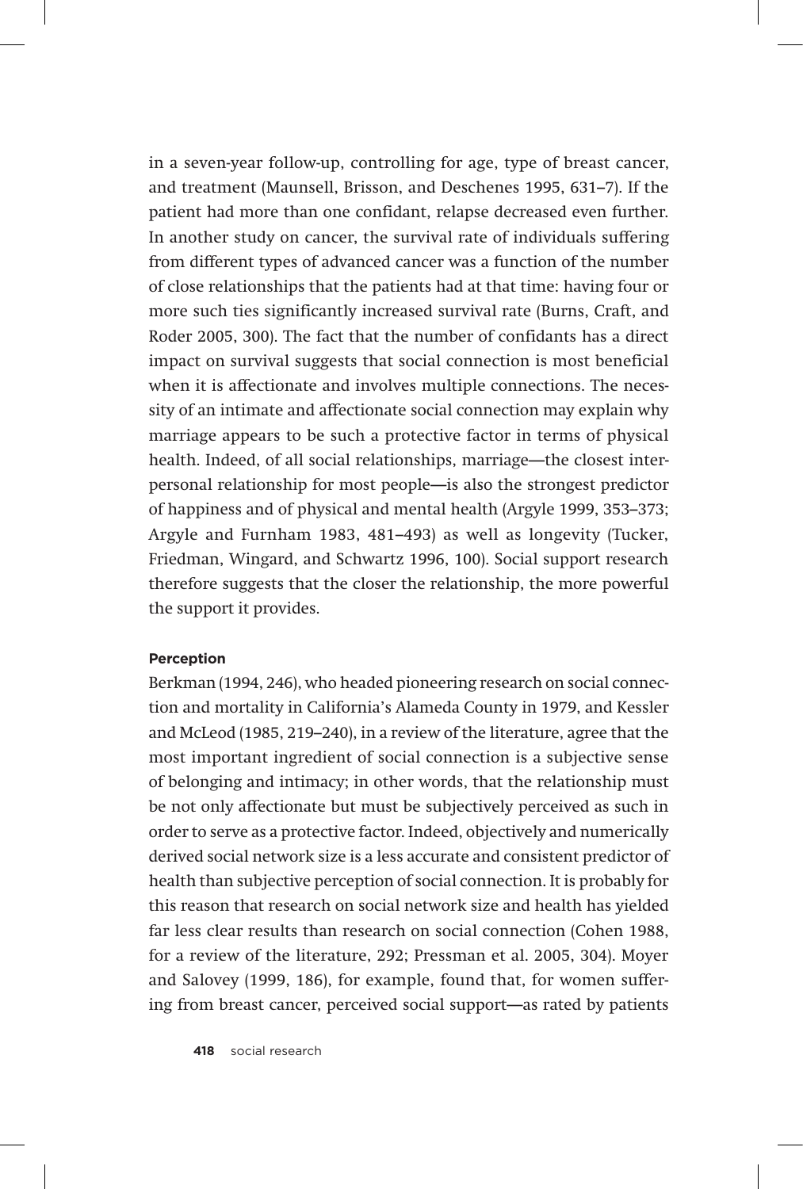in a seven-year follow-up, controlling for age, type of breast cancer, and treatment (Maunsell, Brisson, and Deschenes 1995, 631–7). If the patient had more than one confidant, relapse decreased even further. In another study on cancer, the survival rate of individuals suffering from different types of advanced cancer was a function of the number of close relationships that the patients had at that time: having four or more such ties significantly increased survival rate (Burns, Craft, and Roder 2005, 300). The fact that the number of confidants has a direct impact on survival suggests that social connection is most beneficial when it is affectionate and involves multiple connections. The necessity of an intimate and affectionate social connection may explain why marriage appears to be such a protective factor in terms of physical health. Indeed, of all social relationships, marriage—the closest interpersonal relationship for most people—is also the strongest predictor of happiness and of physical and mental health (Argyle 1999, 353–373; Argyle and Furnham 1983, 481–493) as well as longevity (Tucker, Friedman, Wingard, and Schwartz 1996, 100). Social support research therefore suggests that the closer the relationship, the more powerful the support it provides.

#### Perception

Berkman (1994, 246), who headed pioneering research on social connection and mortality in California's Alameda County in 1979, and Kessler and McLeod (1985, 219–240), in a review of the literature, agree that the most important ingredient of social connection is a subjective sense of belonging and intimacy; in other words, that the relationship must be not only affectionate but must be subjectively perceived as such in order to serve as a protective factor. Indeed, objectively and numerically derived social network size is a less accurate and consistent predictor of health than subjective perception of social connection. It is probably for this reason that research on social network size and health has yielded far less clear results than research on social connection (Cohen 1988, for a review of the literature, 292; Pressman et al. 2005, 304). Moyer and Salovey (1999, 186), for example, found that, for women suffering from breast cancer, perceived social support—as rated by patients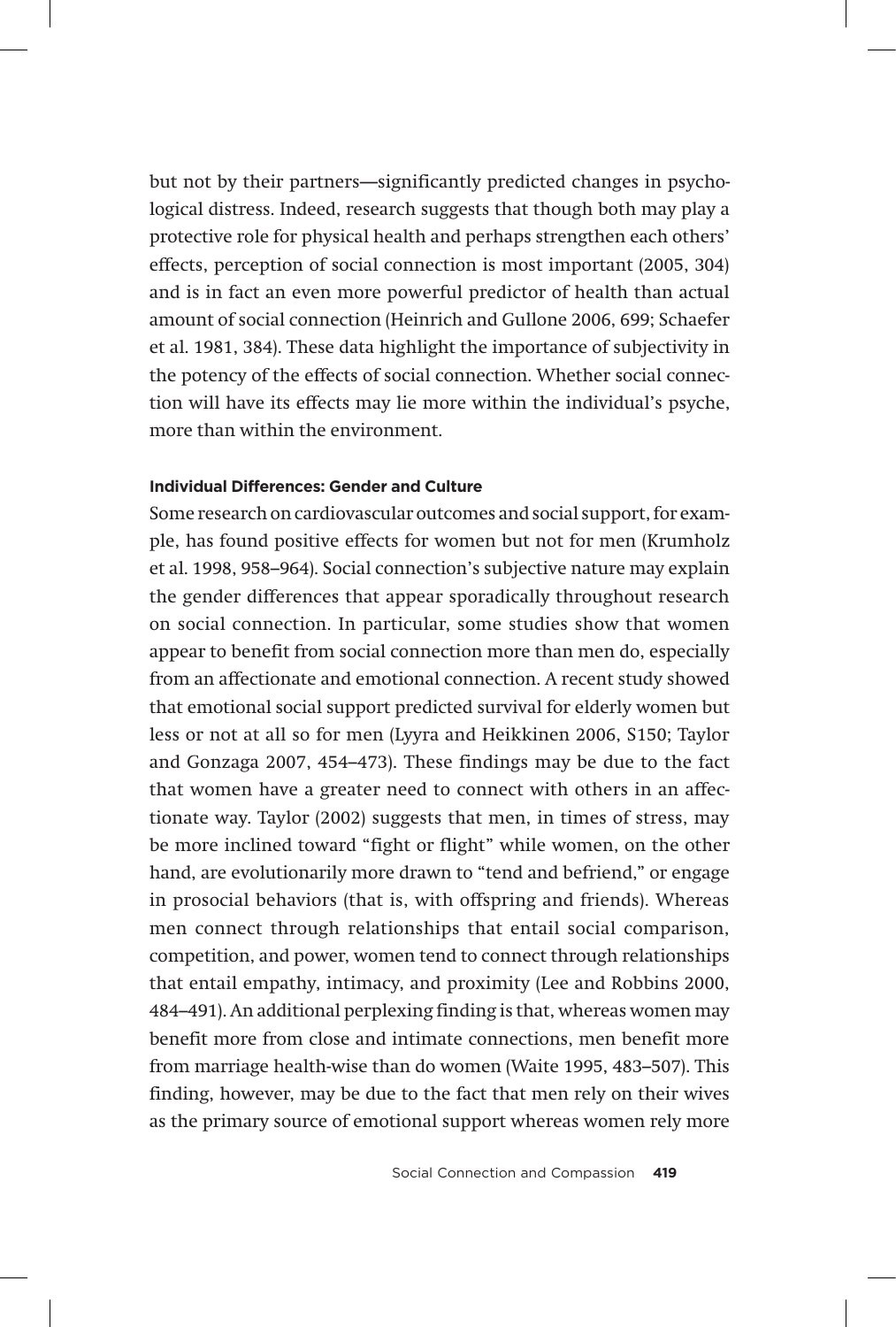but not by their partners—significantly predicted changes in psychological distress. Indeed, research suggests that though both may play a protective role for physical health and perhaps strengthen each others' effects, perception of social connection is most important (2005, 304) and is in fact an even more powerful predictor of health than actual amount of social connection (Heinrich and Gullone 2006, 699; Schaefer et al. 1981, 384). These data highlight the importance of subjectivity in the potency of the effects of social connection. Whether social connection will have its effects may lie more within the individual's psyche, more than within the environment.

#### Individual Differences: Gender and Culture

Some research on cardiovascular outcomes and social support, for example, has found positive effects for women but not for men (Krumholz et al. 1998, 958–964). Social connection's subjective nature may explain the gender differences that appear sporadically throughout research on social connection. In particular, some studies show that women appear to benefit from social connection more than men do, especially from an affectionate and emotional connection. A recent study showed that emotional social support predicted survival for elderly women but less or not at all so for men (Lyyra and Heikkinen 2006, S150; Taylor and Gonzaga 2007, 454–473). These findings may be due to the fact that women have a greater need to connect with others in an affectionate way. Taylor (2002) suggests that men, in times of stress, may be more inclined toward "fight or flight" while women, on the other hand, are evolutionarily more drawn to "tend and befriend," or engage in prosocial behaviors (that is, with offspring and friends). Whereas men connect through relationships that entail social comparison, competition, and power, women tend to connect through relationships that entail empathy, intimacy, and proximity (Lee and Robbins 2000, 484–491). An additional perplexing finding is that, whereas women may benefit more from close and intimate connections, men benefit more from marriage health-wise than do women (Waite 1995, 483–507). This finding, however, may be due to the fact that men rely on their wives as the primary source of emotional support whereas women rely more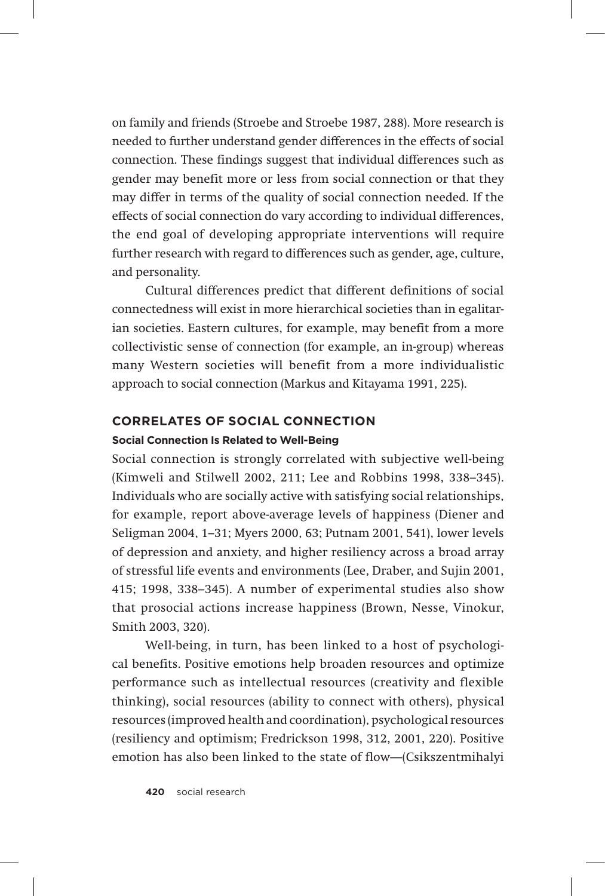on family and friends (Stroebe and Stroebe 1987, 288). More research is needed to further understand gender differences in the effects of social connection. These findings suggest that individual differences such as gender may benefit more or less from social connection or that they may differ in terms of the quality of social connection needed. If the effects of social connection do vary according to individual differences, the end goal of developing appropriate interventions will require further research with regard to differences such as gender, age, culture, and personality.

Cultural differences predict that different definitions of social connectedness will exist in more hierarchical societies than in egalitarian societies. Eastern cultures, for example, may benefit from a more collectivistic sense of connection (for example, an in-group) whereas many Western societies will benefit from a more individualistic approach to social connection (Markus and Kitayama 1991, 225).

## CORRELATES OF SOCIAL CONNECTION

### Social Connection Is Related to Well-Being

Social connection is strongly correlated with subjective well-being (Kimweli and Stilwell 2002, 211; Lee and Robbins 1998, 338–345). Individuals who are socially active with satisfying social relationships, for example, report above-average levels of happiness (Diener and Seligman 2004, 1–31; Myers 2000, 63; Putnam 2001, 541), lower levels of depression and anxiety, and higher resiliency across a broad array of stressful life events and environments (Lee, Draber, and Sujin 2001, 415; 1998, 338–345). A number of experimental studies also show that prosocial actions increase happiness (Brown, Nesse, Vinokur, Smith 2003, 320).

Well-being, in turn, has been linked to a host of psychological benefits. Positive emotions help broaden resources and optimize performance such as intellectual resources (creativity and flexible thinking), social resources (ability to connect with others), physical resources (improved health and coordination), psychological resources (resiliency and optimism; Fredrickson 1998, 312, 2001, 220). Positive emotion has also been linked to the state of flow—(Csikszentmihalyi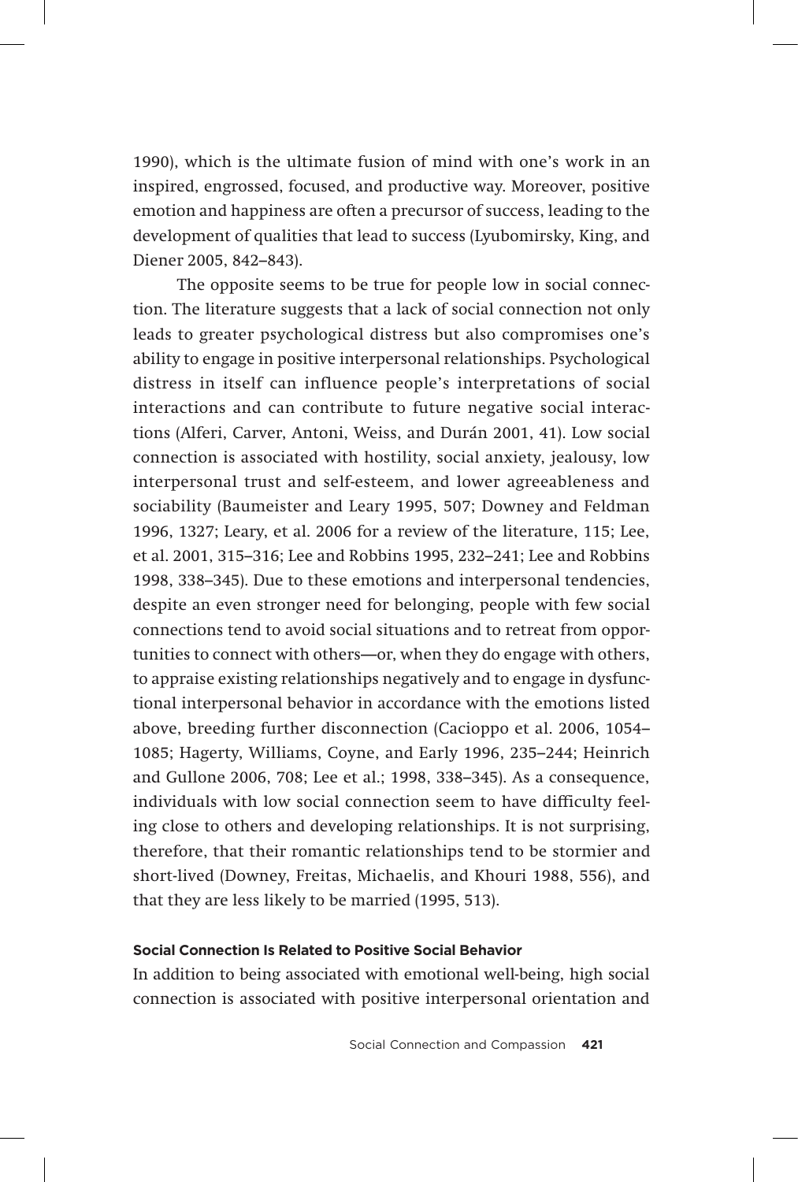1990), which is the ultimate fusion of mind with one's work in an inspired, engrossed, focused, and productive way. Moreover, positive emotion and happiness are often a precursor of success, leading to the development of qualities that lead to success (Lyubomirsky, King, and Diener 2005, 842–843).

The opposite seems to be true for people low in social connection. The literature suggests that a lack of social connection not only leads to greater psychological distress but also compromises one's ability to engage in positive interpersonal relationships. Psychological distress in itself can influence people's interpretations of social interactions and can contribute to future negative social interactions (Alferi, Carver, Antoni, Weiss, and Durán 2001, 41). Low social connection is associated with hostility, social anxiety, jealousy, low interpersonal trust and self-esteem, and lower agreeableness and sociability (Baumeister and Leary 1995, 507; Downey and Feldman 1996, 1327; Leary, et al. 2006 for a review of the literature, 115; Lee, et al. 2001, 315–316; Lee and Robbins 1995, 232–241; Lee and Robbins 1998, 338–345). Due to these emotions and interpersonal tendencies, despite an even stronger need for belonging, people with few social connections tend to avoid social situations and to retreat from opportunities to connect with others—or, when they do engage with others, to appraise existing relationships negatively and to engage in dysfunctional interpersonal behavior in accordance with the emotions listed above, breeding further disconnection (Cacioppo et al. 2006, 1054–1085; Hagerty, Williams, Coyne, and Early 1996, 235–244; Heinrich and Gullone 2006, 708; Lee et al.; 1998, 338–345). As a consequence, individuals with low social connection seem to have difficulty feeling close to others and developing relationships. It is not surprising, therefore, that their romantic relationships tend to be stormier and short-lived (Downey, Freitas, Michaelis, and Khouri 1988, 556), and that they are less likely to be married (1995, 513).

#### Social Connection Is Related to Positive Social Behavior

In addition to being associated with emotional well-being, high social connection is associated with positive interpersonal orientation and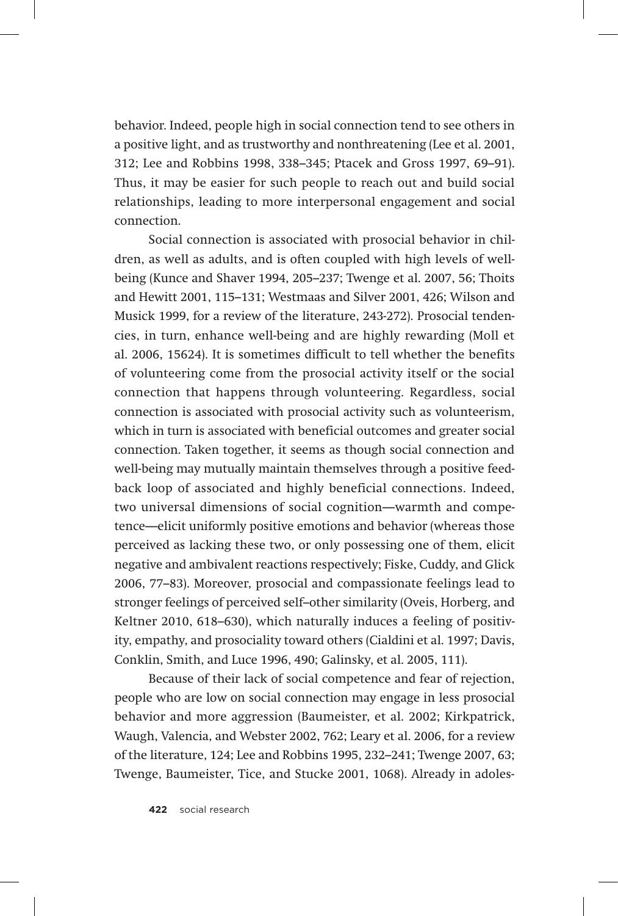behavior. Indeed, people high in social connection tend to see others in a positive light, and as trustworthy and nonthreatening (Lee et al. 2001, 312; Lee and Robbins 1998, 338–345; Ptacek and Gross 1997, 69–91). Thus, it may be easier for such people to reach out and build social relationships, leading to more interpersonal engagement and social connection.

Social connection is associated with prosocial behavior in children, as well as adults, and is often coupled with high levels of well-being (Kunce and Shaver 1994, 205–237; Twenge et al. 2007, 56; Thoits and Hewitt 2001, 115–131; Westmaas and Silver 2001, 426; Wilson and Musick 1999, for a review of the literature, 243-272). Prosocial tendencies, in turn, enhance well-being and are highly rewarding (Moll et al. 2006, 15624). It is sometimes difficult to tell whether the benefits of volunteering come from the prosocial activity itself or the social connection that happens through volunteering. Regardless, social connection is associated with prosocial activity such as volunteerism, which in turn is associated with beneficial outcomes and greater social connection. Taken together, it seems as though social connection and well-being may mutually maintain themselves through a positive feedback loop of associated and highly beneficial connections. Indeed, two universal dimensions of social cognition—warmth and competence—elicit uniformly positive emotions and behavior (whereas those perceived as lacking these two, or only possessing one of them, elicit negative and ambivalent reactions respectively; Fiske, Cuddy, and Glick 2006, 77–83). Moreover, prosocial and compassionate feelings lead to stronger feelings of perceived self–other similarity (Oveis, Horberg, and Keltner 2010, 618–630), which naturally induces a feeling of positivity, empathy, and prosociality toward others (Cialdini et al. 1997; Davis, Conklin, Smith, and Luce 1996, 490; Galinsky, et al. 2005, 111).

Because of their lack of social competence and fear of rejection, people who are low on social connection may engage in less prosocial behavior and more aggression (Baumeister, et al. 2002; Kirkpatrick, Waugh, Valencia, and Webster 2002, 762; Leary et al. 2006, for a review of the literature, 124; Lee and Robbins 1995, 232–241; Twenge 2007, 63; Twenge, Baumeister, Tice, and Stucke 2001, 1068). Already in adoles-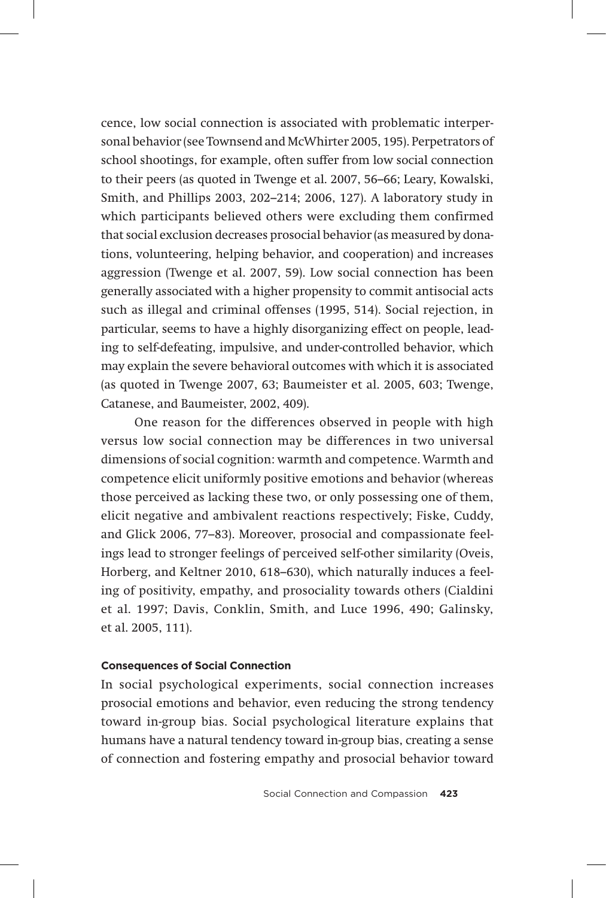cence, low social connection is associated with problematic interpersonal behavior (see Townsend and McWhirter 2005, 195). Perpetrators of school shootings, for example, often suffer from low social connection to their peers (as quoted in Twenge et al. 2007, 56–66; Leary, Kowalski, Smith, and Phillips 2003, 202–214; 2006, 127). A laboratory study in which participants believed others were excluding them confirmed that social exclusion decreases prosocial behavior (as measured by donations, volunteering, helping behavior, and cooperation) and increases aggression (Twenge et al. 2007, 59). Low social connection has been generally associated with a higher propensity to commit antisocial acts such as illegal and criminal offenses (1995, 514). Social rejection, in particular, seems to have a highly disorganizing effect on people, leading to self-defeating, impulsive, and under-controlled behavior, which may explain the severe behavioral outcomes with which it is associated (as quoted in Twenge 2007, 63; Baumeister et al. 2005, 603; Twenge, Catanese, and Baumeister, 2002, 409).

One reason for the differences observed in people with high versus low social connection may be differences in two universal dimensions of social cognition: warmth and competence. Warmth and competence elicit uniformly positive emotions and behavior (whereas those perceived as lacking these two, or only possessing one of them, elicit negative and ambivalent reactions respectively; Fiske, Cuddy, and Glick 2006, 77–83). Moreover, prosocial and compassionate feelings lead to stronger feelings of perceived self-other similarity (Oveis, Horberg, and Keltner 2010, 618–630), which naturally induces a feeling of positivity, empathy, and prosociality towards others (Cialdini et al. 1997; Davis, Conklin, Smith, and Luce 1996, 490; Galinsky, et al. 2005, 111).

#### Consequences of Social Connection

In social psychological experiments, social connection increases prosocial emotions and behavior, even reducing the strong tendency toward in-group bias. Social psychological literature explains that humans have a natural tendency toward in-group bias, creating a sense of connection and fostering empathy and prosocial behavior toward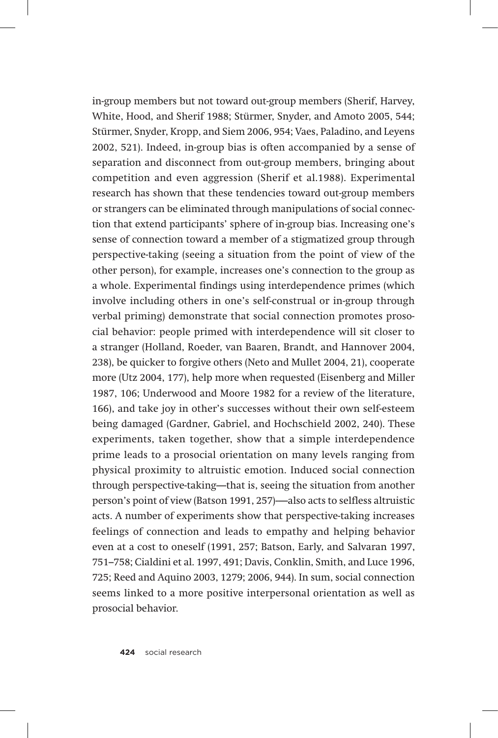in-group members but not toward out-group members (Sherif, Harvey, White, Hood, and Sherif 1988; Stürmer, Snyder, and Amoto 2005, 544; Stürmer, Snyder, Kropp, and Siem 2006, 954; Vaes, Paladino, and Leyens 2002, 521). Indeed, in-group bias is often accompanied by a sense of separation and disconnect from out-group members, bringing about competition and even aggression (Sherif et al.1988). Experimental research has shown that these tendencies toward out-group members or strangers can be eliminated through manipulations of social connection that extend participants' sphere of in-group bias. Increasing one's sense of connection toward a member of a stigmatized group through perspective-taking (seeing a situation from the point of view of the other person), for example, increases one's connection to the group as a whole. Experimental findings using interdependence primes (which involve including others in one's self-construal or in-group through verbal priming) demonstrate that social connection promotes prosocial behavior: people primed with interdependence will sit closer to a stranger (Holland, Roeder, van Baaren, Brandt, and Hannover 2004, 238), be quicker to forgive others (Neto and Mullet 2004, 21), cooperate more (Utz 2004, 177), help more when requested (Eisenberg and Miller 1987, 106; Underwood and Moore 1982 for a review of the literature, 166), and take joy in other's successes without their own self-esteem being damaged (Gardner, Gabriel, and Hochschield 2002, 240). These experiments, taken together, show that a simple interdependence prime leads to a prosocial orientation on many levels ranging from physical proximity to altruistic emotion. Induced social connection through perspective-taking—that is, seeing the situation from another person's point of view (Batson 1991, 257)—also acts to selfless altruistic acts. A number of experiments show that perspective-taking increases feelings of connection and leads to empathy and helping behavior even at a cost to oneself (1991, 257; Batson, Early, and Salvaran 1997, 751–758; Cialdini et al. 1997, 491; Davis, Conklin, Smith, and Luce 1996, 725; Reed and Aquino 2003, 1279; 2006, 944). In sum, social connection seems linked to a more positive interpersonal orientation as well as prosocial behavior.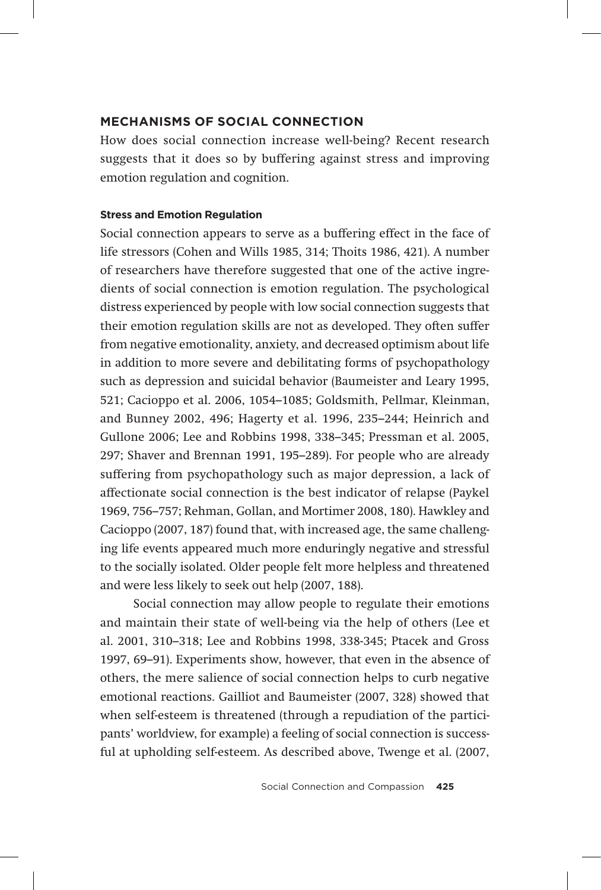## MECHANISMS OF SOCIAL CONNECTION

How does social connection increase well-being? Recent research suggests that it does so by buffering against stress and improving emotion regulation and cognition.

### Stress and Emotion Regulation

Social connection appears to serve as a buffering effect in the face of life stressors (Cohen and Wills 1985, 314; Thoits 1986, 421). A number of researchers have therefore suggested that one of the active ingredients of social connection is emotion regulation. The psychological distress experienced by people with low social connection suggests that their emotion regulation skills are not as developed. They often suffer from negative emotionality, anxiety, and decreased optimism about life in addition to more severe and debilitating forms of psychopathology such as depression and suicidal behavior (Baumeister and Leary 1995, 521; Cacioppo et al. 2006, 1054–1085; Goldsmith, Pellmar, Kleinman, and Bunney 2002, 496; Hagerty et al. 1996, 235–244; Heinrich and Gullone 2006; Lee and Robbins 1998, 338–345; Pressman et al. 2005, 297; Shaver and Brennan 1991, 195–289). For people who are already suffering from psychopathology such as major depression, a lack of affectionate social connection is the best indicator of relapse (Paykel 1969, 756–757; Rehman, Gollan, and Mortimer 2008, 180). Hawkley and Cacioppo (2007, 187) found that, with increased age, the same challenging life events appeared much more enduringly negative and stressful to the socially isolated. Older people felt more helpless and threatened and were less likely to seek out help (2007, 188).

Social connection may allow people to regulate their emotions and maintain their state of well-being via the help of others (Lee et al. 2001, 310–318; Lee and Robbins 1998, 338-345; Ptacek and Gross 1997, 69–91). Experiments show, however, that even in the absence of others, the mere salience of social connection helps to curb negative emotional reactions. Gailliot and Baumeister (2007, 328) showed that when self-esteem is threatened (through a repudiation of the participants' worldview, for example) a feeling of social connection is successful at upholding self-esteem. As described above, Twenge et al. (2007,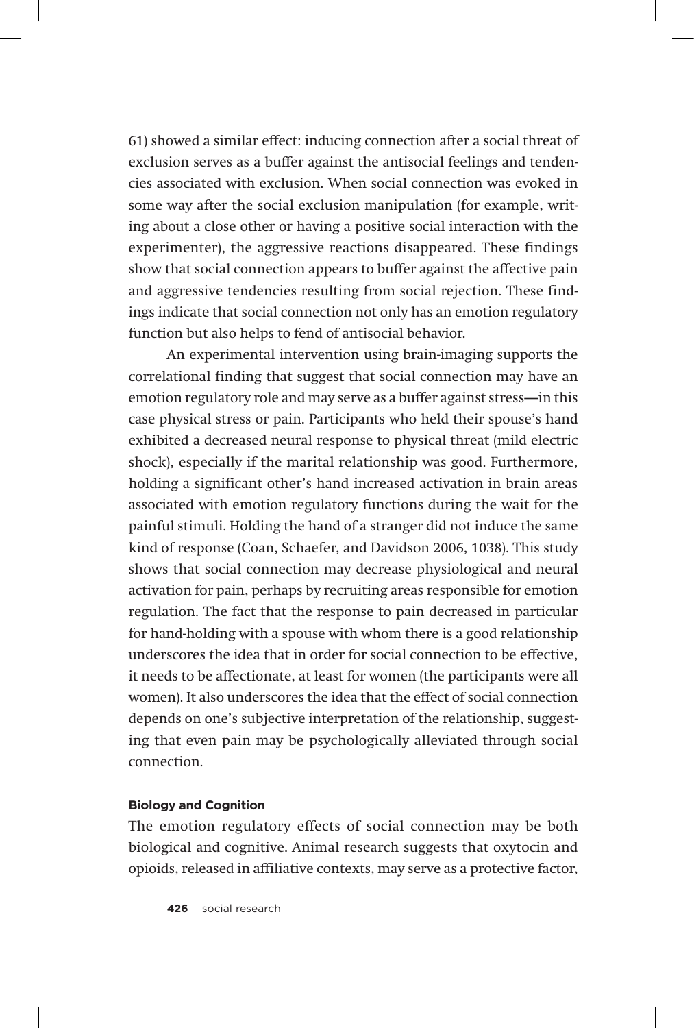61) showed a similar effect: inducing connection after a social threat of exclusion serves as a buffer against the antisocial feelings and tendencies associated with exclusion. When social connection was evoked in some way after the social exclusion manipulation (for example, writing about a close other or having a positive social interaction with the experimenter), the aggressive reactions disappeared. These findings show that social connection appears to buffer against the affective pain and aggressive tendencies resulting from social rejection. These findings indicate that social connection not only has an emotion regulatory function but also helps to fend of antisocial behavior.

An experimental intervention using brain-imaging supports the correlational finding that suggest that social connection may have an emotion regulatory role and may serve as a buffer against stress—in this case physical stress or pain. Participants who held their spouse's hand exhibited a decreased neural response to physical threat (mild electric shock), especially if the marital relationship was good. Furthermore, holding a significant other's hand increased activation in brain areas associated with emotion regulatory functions during the wait for the painful stimuli. Holding the hand of a stranger did not induce the same kind of response (Coan, Schaefer, and Davidson 2006, 1038). This study shows that social connection may decrease physiological and neural activation for pain, perhaps by recruiting areas responsible for emotion regulation. The fact that the response to pain decreased in particular for hand-holding with a spouse with whom there is a good relationship underscores the idea that in order for social connection to be effective, it needs to be affectionate, at least for women (the participants were all women). It also underscores the idea that the effect of social connection depends on one's subjective interpretation of the relationship, suggesting that even pain may be psychologically alleviated through social connection.

#### Biology and Cognition

The emotion regulatory effects of social connection may be both biological and cognitive. Animal research suggests that oxytocin and opioids, released in affiliative contexts, may serve as a protective factor,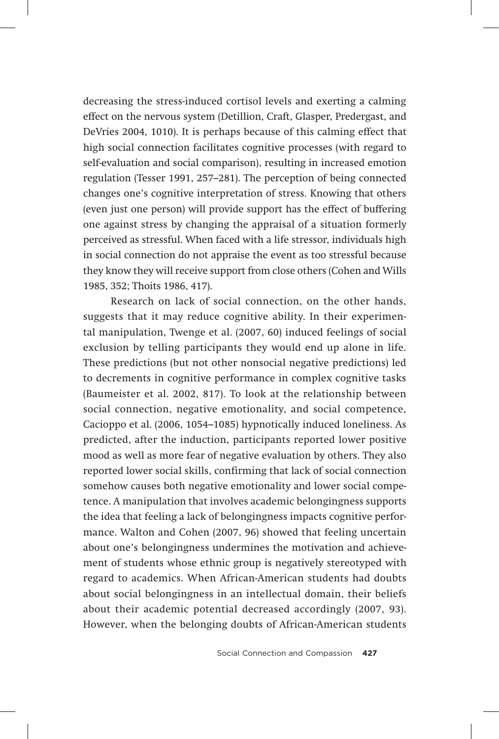decreasing the stress-induced cortisol levels and exerting a calming effect on the nervous system (Detillion, Craft, Glasper, Predergast, and DeVries 2004, 1010). It is perhaps because of this calming effect that high social connection facilitates cognitive processes (with regard to self-evaluation and social comparison), resulting in increased emotion regulation (Tesser 1991, 257–281). The perception of being connected changes one's cognitive interpretation of stress. Knowing that others (even just one person) will provide support has the effect of buffering one against stress by changing the appraisal of a situation formerly perceived as stressful. When faced with a life stressor, individuals high in social connection do not appraise the event as too stressful because they know they will receive support from close others (Cohen and Wills 1985, 352; Thoits 1986, 417).

Research on lack of social connection, on the other hands, suggests that it may reduce cognitive ability. In their experimental manipulation, Twenge et al. (2007, 60) induced feelings of social exclusion by telling participants they would end up alone in life. These predictions (but not other nonsocial negative predictions) led to decrements in cognitive performance in complex cognitive tasks (Baumeister et al. 2002, 817). To look at the relationship between social connection, negative emotionality, and social competence, Cacioppo et al. (2006, 1054–1085) hypnotically induced loneliness. As predicted, after the induction, participants reported lower positive mood as well as more fear of negative evaluation by others. They also reported lower social skills, confirming that lack of social connection somehow causes both negative emotionality and lower social competence. A manipulation that involves academic belongingness supports the idea that feeling a lack of belongingness impacts cognitive performance. Walton and Cohen (2007, 96) showed that feeling uncertain about one's belongingness undermines the motivation and achievement of students whose ethnic group is negatively stereotyped with regard to academics. When African-American students had doubts about social belongingness in an intellectual domain, their beliefs about their academic potential decreased accordingly (2007, 93). However, when the belonging doubts of African-American students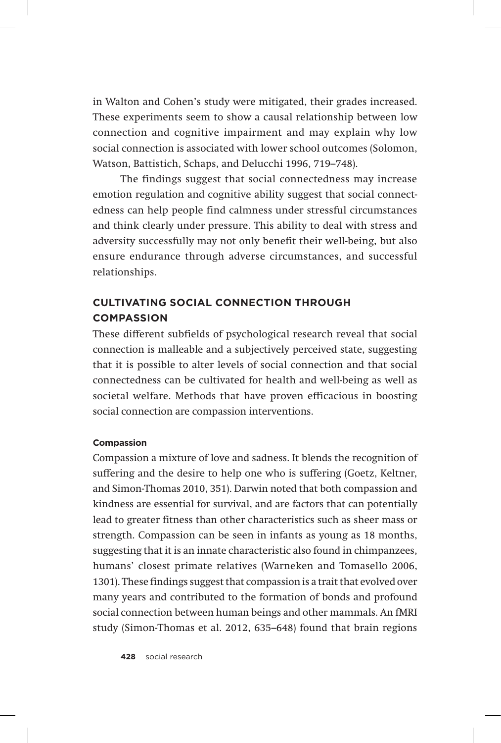in Walton and Cohen's study were mitigated, their grades increased. These experiments seem to show a causal relationship between low connection and cognitive impairment and may explain why low social connection is associated with lower school outcomes (Solomon, Watson, Battistich, Schaps, and Delucchi 1996, 719–748).

The findings suggest that social connectedness may increase emotion regulation and cognitive ability suggest that social connectedness can help people find calmness under stressful circumstances and think clearly under pressure. This ability to deal with stress and adversity successfully may not only benefit their well-being, but also ensure endurance through adverse circumstances, and successful relationships.

## CULTIVATING SOCIAL CONNECTION THROUGH COMPASSION

These different subfields of psychological research reveal that social connection is malleable and a subjectively perceived state, suggesting that it is possible to alter levels of social connection and that social connectedness can be cultivated for health and well-being as well as societal welfare. Methods that have proven efficacious in boosting social connection are compassion interventions.

### Compassion

Compassion a mixture of love and sadness. It blends the recognition of suffering and the desire to help one who is suffering (Goetz, Keltner, and Simon-Thomas 2010, 351). Darwin noted that both compassion and kindness are essential for survival, and are factors that can potentially lead to greater fitness than other characteristics such as sheer mass or strength. Compassion can be seen in infants as young as 18 months, suggesting that it is an innate characteristic also found in chimpanzees, humans' closest primate relatives (Warneken and Tomasello 2006, 1301). These findings suggest that compassion is a trait that evolved over many years and contributed to the formation of bonds and profound social connection between human beings and other mammals. An fMRI study (Simon-Thomas et al. 2012, 635–648) found that brain regions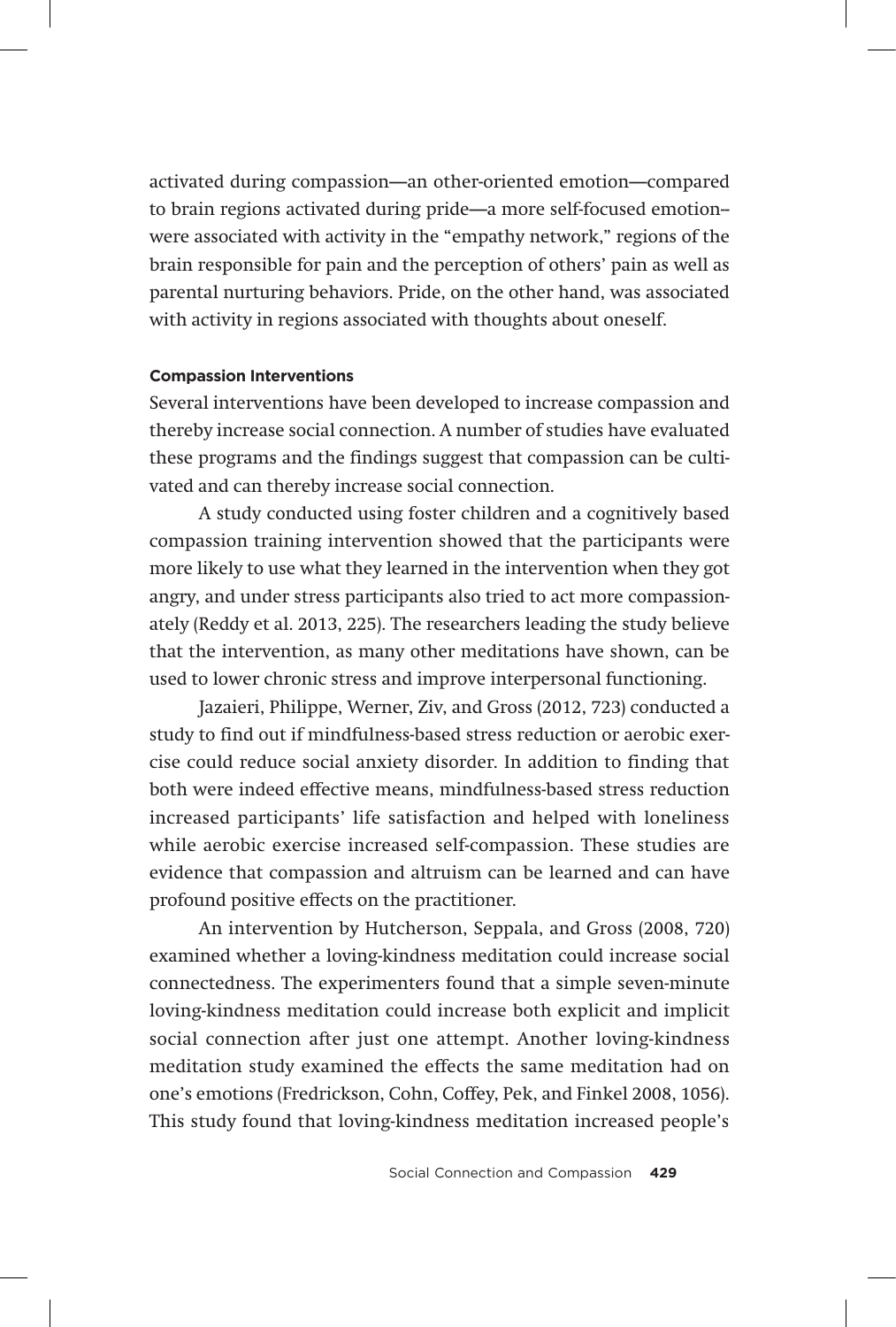activated during compassion—an other-oriented emotion—compared to brain regions activated during pride—a more self-focused emotion–were associated with activity in the "empathy network," regions of the brain responsible for pain and the perception of others' pain as well as parental nurturing behaviors. Pride, on the other hand, was associated with activity in regions associated with thoughts about oneself.

#### Compassion Interventions

Several interventions have been developed to increase compassion and thereby increase social connection. A number of studies have evaluated these programs and the findings suggest that compassion can be cultivated and can thereby increase social connection.

A study conducted using foster children and a cognitively based compassion training intervention showed that the participants were more likely to use what they learned in the intervention when they got angry, and under stress participants also tried to act more compassionately (Reddy et al. 2013, 225). The researchers leading the study believe that the intervention, as many other meditations have shown, can be used to lower chronic stress and improve interpersonal functioning.

Jazaieri, Philippe, Werner, Ziv, and Gross (2012, 723) conducted a study to find out if mindfulness-based stress reduction or aerobic exercise could reduce social anxiety disorder. In addition to finding that both were indeed effective means, mindfulness-based stress reduction increased participants' life satisfaction and helped with loneliness while aerobic exercise increased self-compassion. These studies are evidence that compassion and altruism can be learned and can have profound positive effects on the practitioner.

An intervention by Hutcherson, Seppala, and Gross (2008, 720) examined whether a loving-kindness meditation could increase social connectedness. The experimenters found that a simple seven-minute loving-kindness meditation could increase both explicit and implicit social connection after just one attempt. Another loving-kindness meditation study examined the effects the same meditation had on one's emotions (Fredrickson, Cohn, Coffey, Pek, and Finkel 2008, 1056). This study found that loving-kindness meditation increased people's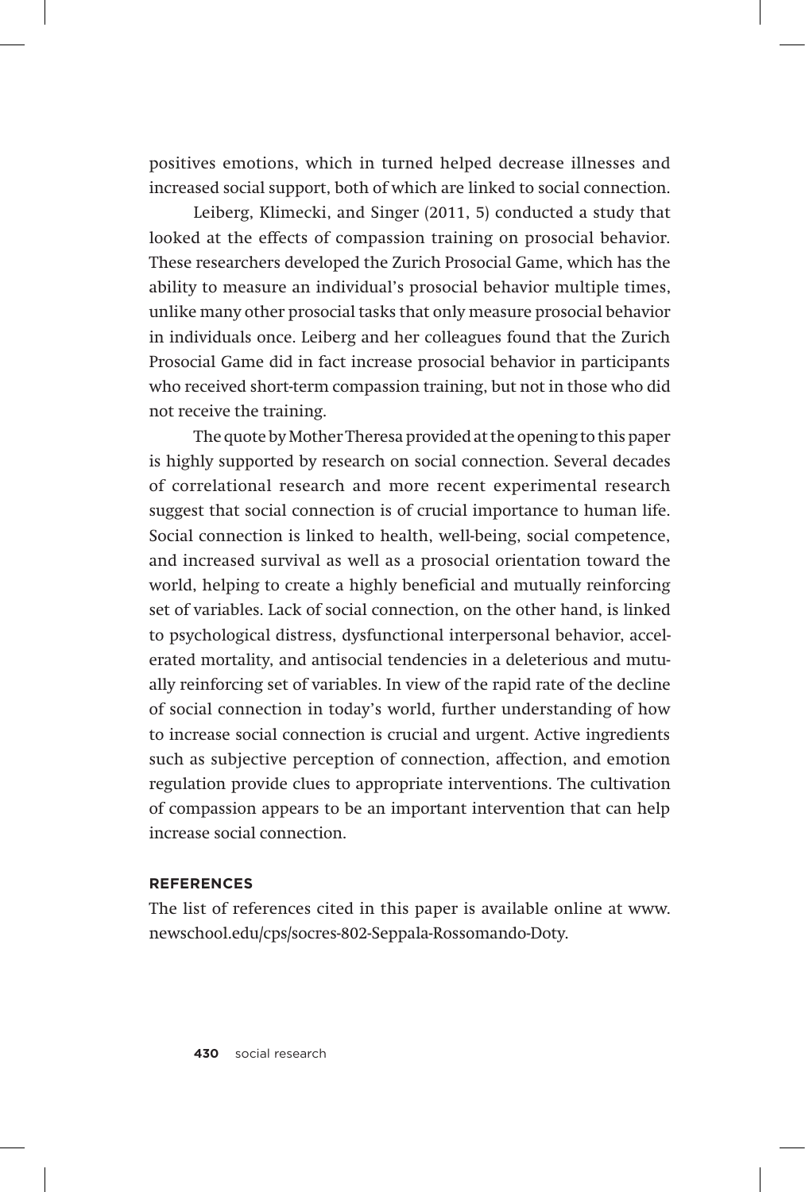positives emotions, which in turned helped decrease illnesses and increased social support, both of which are linked to social connection.

Leiberg, Klimecki, and Singer (2011, 5) conducted a study that looked at the effects of compassion training on prosocial behavior. These researchers developed the Zurich Prosocial Game, which has the ability to measure an individual's prosocial behavior multiple times, unlike many other prosocial tasks that only measure prosocial behavior in individuals once. Leiberg and her colleagues found that the Zurich Prosocial Game did in fact increase prosocial behavior in participants who received short-term compassion training, but not in those who did not receive the training.

The quote by Mother Theresa provided at the opening to this paper is highly supported by research on social connection. Several decades of correlational research and more recent experimental research suggest that social connection is of crucial importance to human life. Social connection is linked to health, well-being, social competence, and increased survival as well as a prosocial orientation toward the world, helping to create a highly beneficial and mutually reinforcing set of variables. Lack of social connection, on the other hand, is linked to psychological distress, dysfunctional interpersonal behavior, accelerated mortality, and antisocial tendencies in a deleterious and mutually reinforcing set of variables. In view of the rapid rate of the decline of social connection in today's world, further understanding of how to increase social connection is crucial and urgent. Active ingredients such as subjective perception of connection, affection, and emotion regulation provide clues to appropriate interventions. The cultivation of compassion appears to be an important intervention that can help increase social connection.

## REFERENCES

The list of references cited in this paper is available online at www.newschool.edu/cps/socres-802-Seppala-Rossomando-Doty.